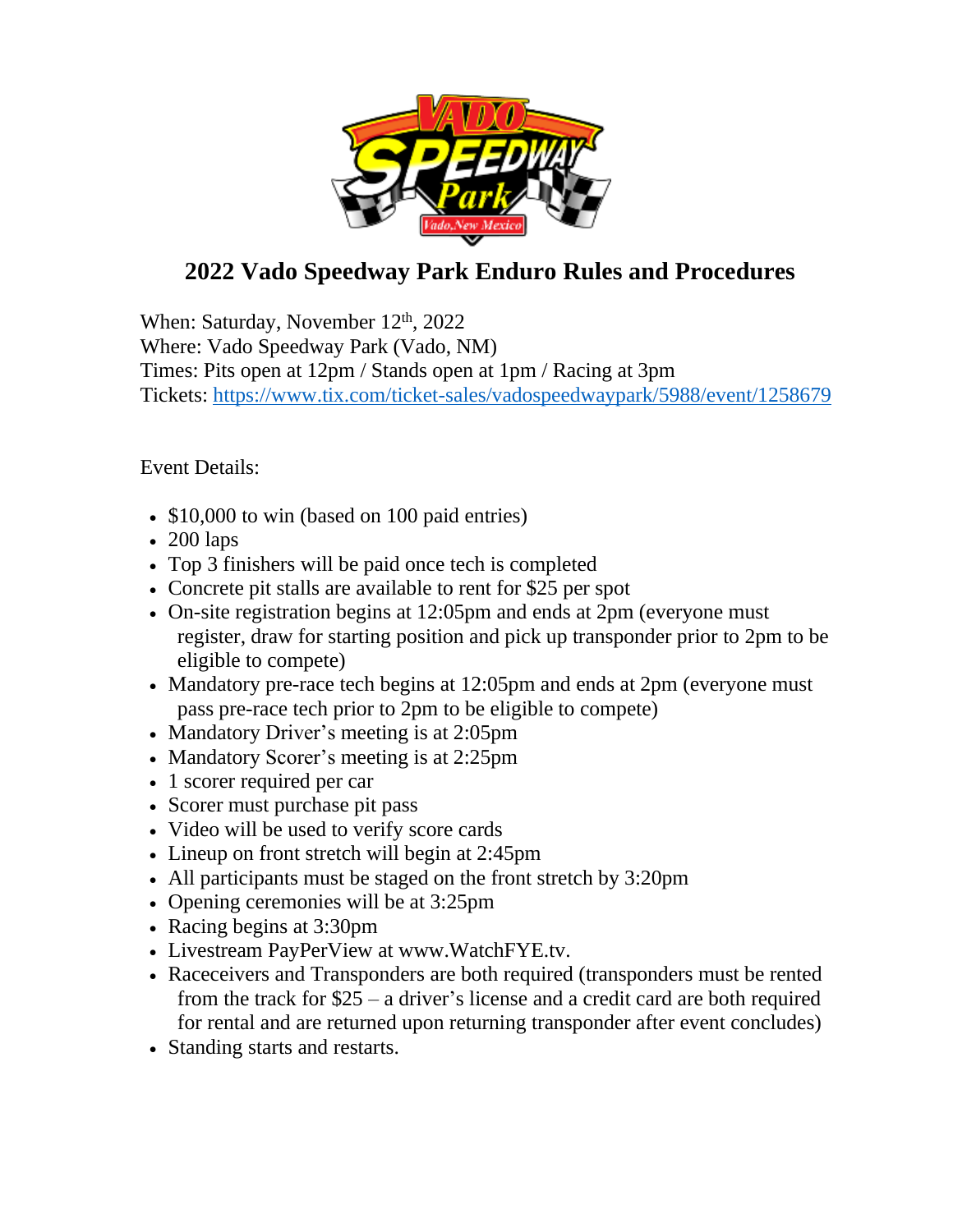# 2022 Vado Speedway Park Enduro Rules and Procedures

When: Saturday, November 12th, 2022
Where: Vado Speedway Park (Vado, NM)
Times: Pits open at 12pm / Stands open at 1pm / Racing at 3pm
Tickets: [https://www.tix.com/ticket-sales/vadospeedwaypark/5988/event/1258679](https://www.tix.com/ticket-sales/vadospeedwaypark/5988/event/1258679)

Event Details:

- $10,000 to win (based on 100 paid entries)
- 200 laps
- Top 3 finishers will be paid once tech is completed
- Concrete pit stalls are available to rent for $25 per spot
- On-site registration begins at 12:05pm and ends at 2pm (everyone must register, draw for starting position and pick up transponder prior to 2pm to be eligible to compete)
- Mandatory pre-race tech begins at 12:05pm and ends at 2pm (everyone must pass pre-race tech prior to 2pm to be eligible to compete)
- Mandatory Driver's meeting is at 2:05pm
- Mandatory Scorer's meeting is at 2:25pm
- 1 scorer required per car
- Scorer must purchase pit pass
- Video will be used to verify score cards
- Lineup on front stretch will begin at 2:45pm
- All participants must be staged on the front stretch by 3:20pm
- Opening ceremonies will be at 3:25pm
- Racing begins at 3:30pm
- Livestream PayPerView at www.WatchFYE.tv.
- Raceceivers and Transponders are both required (transponders must be rented from the track for $25 – a driver's license and a credit card are both required for rental and are returned upon returning transponder after event concludes)
- Standing starts and restarts.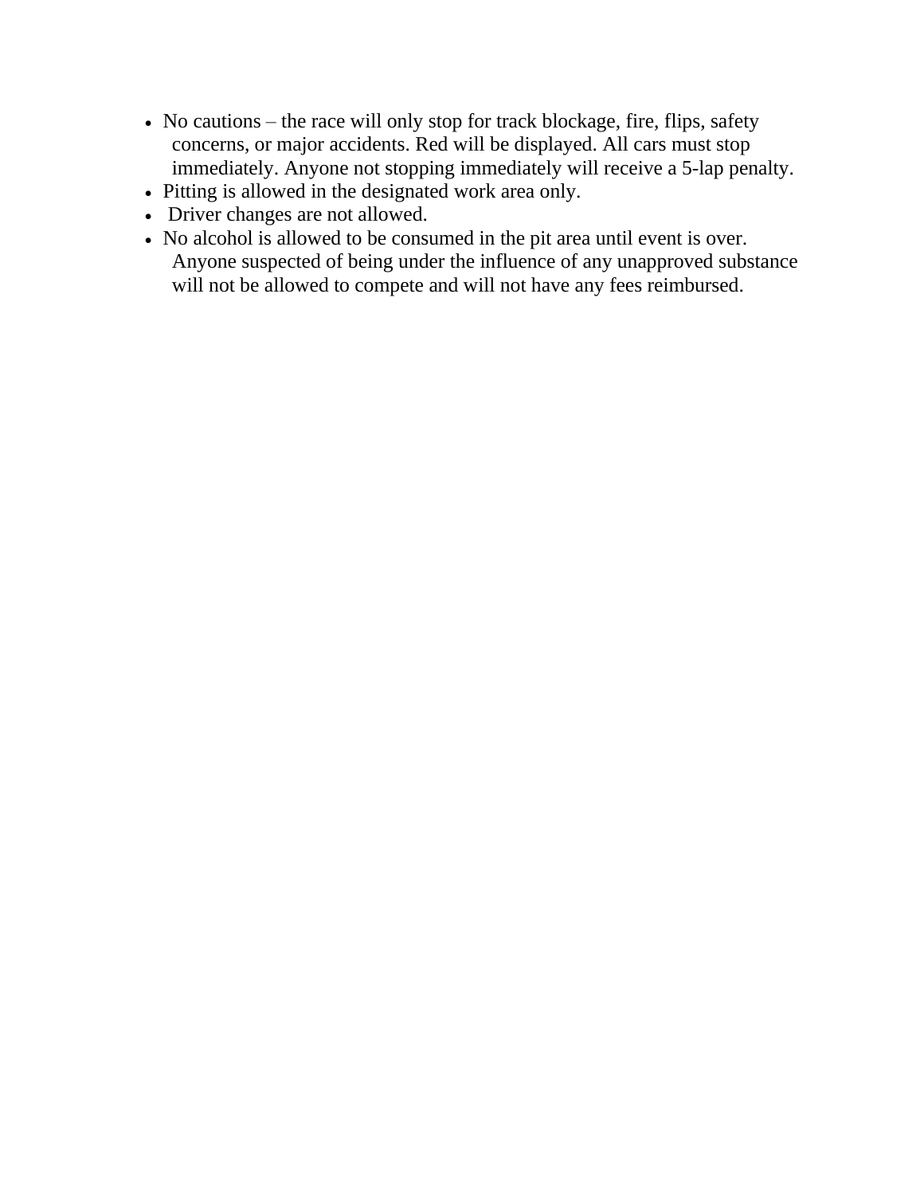- No cautions – the race will only stop for track blockage, fire, flips, safety concerns, or major accidents. Red will be displayed. All cars must stop immediately. Anyone not stopping immediately will receive a 5-lap penalty.
- Pitting is allowed in the designated work area only.
- Driver changes are not allowed.
- No alcohol is allowed to be consumed in the pit area until event is over. Anyone suspected of being under the influence of any unapproved substance will not be allowed to compete and will not have any fees reimbursed.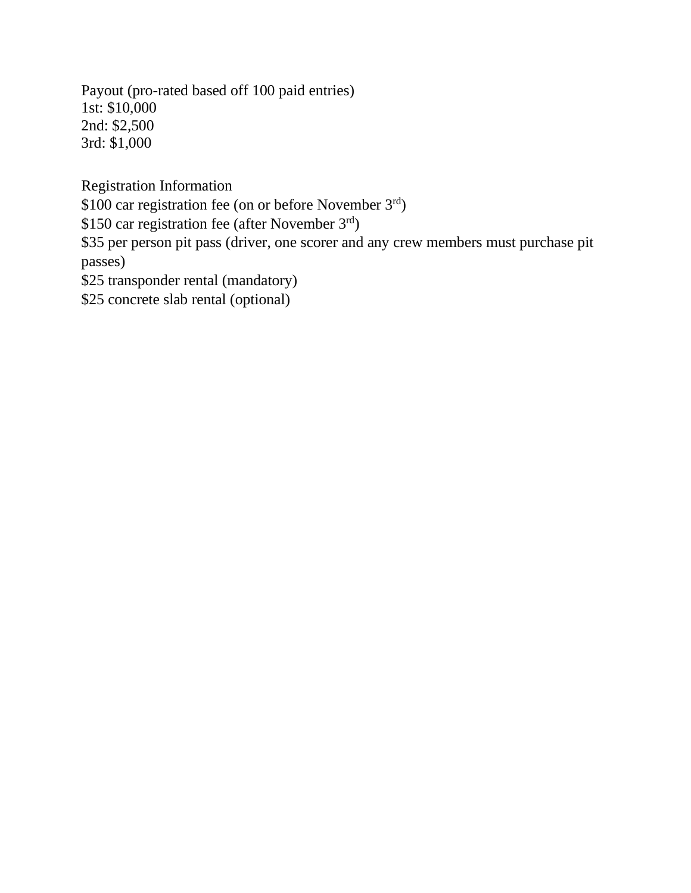Payout (pro-rated based off 100 paid entries)
1st: $10,000
2nd: $2,500
3rd: $1,000

Registration Information
$100 car registration fee (on or before November 3rd)
$150 car registration fee (after November 3rd)
$35 per person pit pass (driver, one scorer and any crew members must purchase pit passes)
$25 transponder rental (mandatory)
$25 concrete slab rental (optional)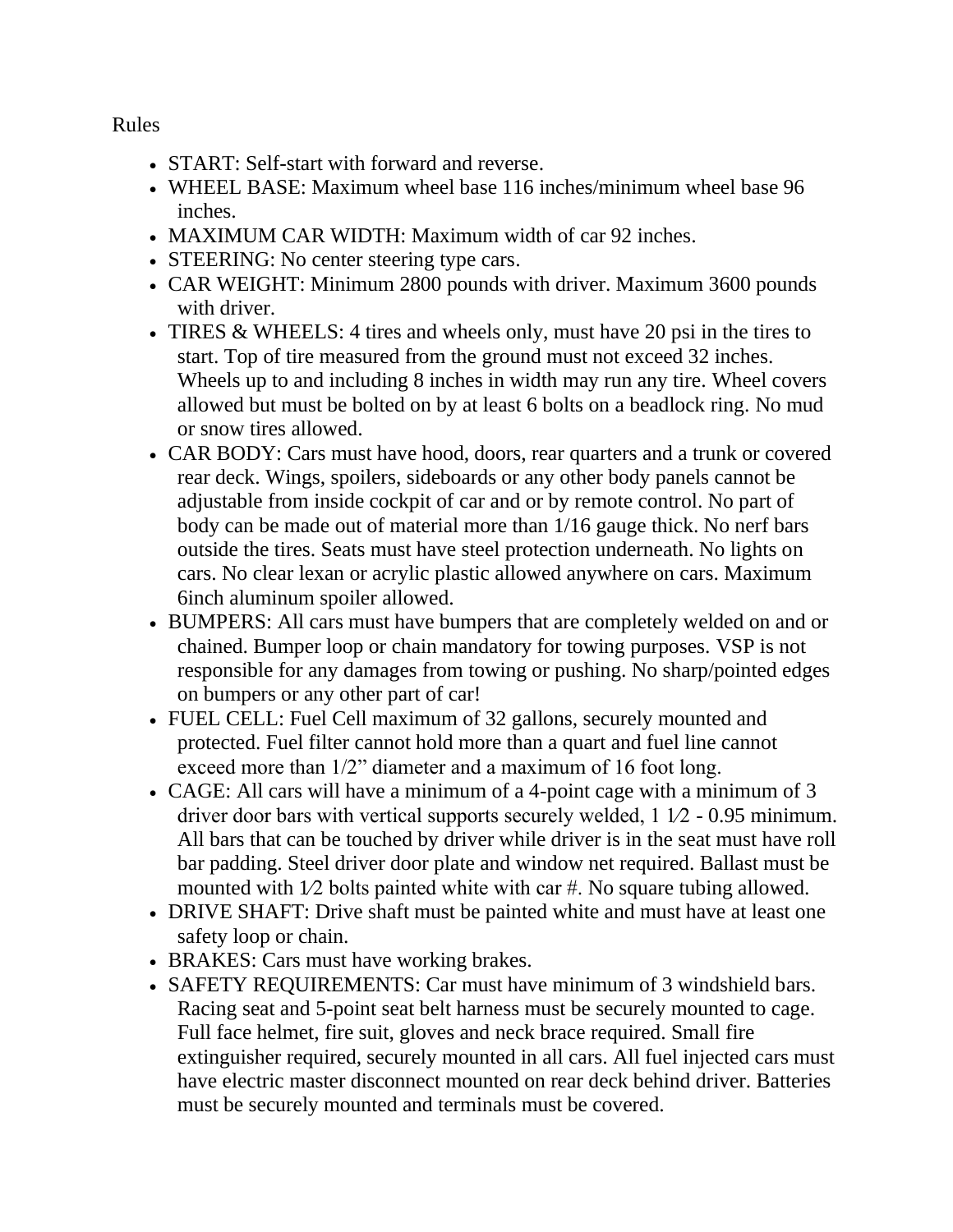Rules

- START: Self-start with forward and reverse.
- WHEEL BASE: Maximum wheel base 116 inches/minimum wheel base 96 inches.
- MAXIMUM CAR WIDTH: Maximum width of car 92 inches.
- STEERING: No center steering type cars.
- CAR WEIGHT: Minimum 2800 pounds with driver. Maximum 3600 pounds with driver.
- TIRES & WHEELS: 4 tires and wheels only, must have 20 psi in the tires to start. Top of tire measured from the ground must not exceed 32 inches. Wheels up to and including 8 inches in width may run any tire. Wheel covers allowed but must be bolted on by at least 6 bolts on a beadlock ring. No mud or snow tires allowed.
- CAR BODY: Cars must have hood, doors, rear quarters and a trunk or covered rear deck. Wings, spoilers, sideboards or any other body panels cannot be adjustable from inside cockpit of car and or by remote control. No part of body can be made out of material more than 1/16 gauge thick. No nerf bars outside the tires. Seats must have steel protection underneath. No lights on cars. No clear lexan or acrylic plastic allowed anywhere on cars. Maximum 6inch aluminum spoiler allowed.
- BUMPERS: All cars must have bumpers that are completely welded on and or chained. Bumper loop or chain mandatory for towing purposes. VSP is not responsible for any damages from towing or pushing. No sharp/pointed edges on bumpers or any other part of car!
- FUEL CELL: Fuel Cell maximum of 32 gallons, securely mounted and protected. Fuel filter cannot hold more than a quart and fuel line cannot exceed more than 1/2" diameter and a maximum of 16 foot long.
- CAGE: All cars will have a minimum of a 4-point cage with a minimum of 3 driver door bars with vertical supports securely welded, 1 1⁄2 - 0.95 minimum. All bars that can be touched by driver while driver is in the seat must have roll bar padding. Steel driver door plate and window net required. Ballast must be mounted with 1⁄2 bolts painted white with car #. No square tubing allowed.
- DRIVE SHAFT: Drive shaft must be painted white and must have at least one safety loop or chain.
- BRAKES: Cars must have working brakes.
- SAFETY REQUIREMENTS: Car must have minimum of 3 windshield bars. Racing seat and 5-point seat belt harness must be securely mounted to cage. Full face helmet, fire suit, gloves and neck brace required. Small fire extinguisher required, securely mounted in all cars. All fuel injected cars must have electric master disconnect mounted on rear deck behind driver. Batteries must be securely mounted and terminals must be covered.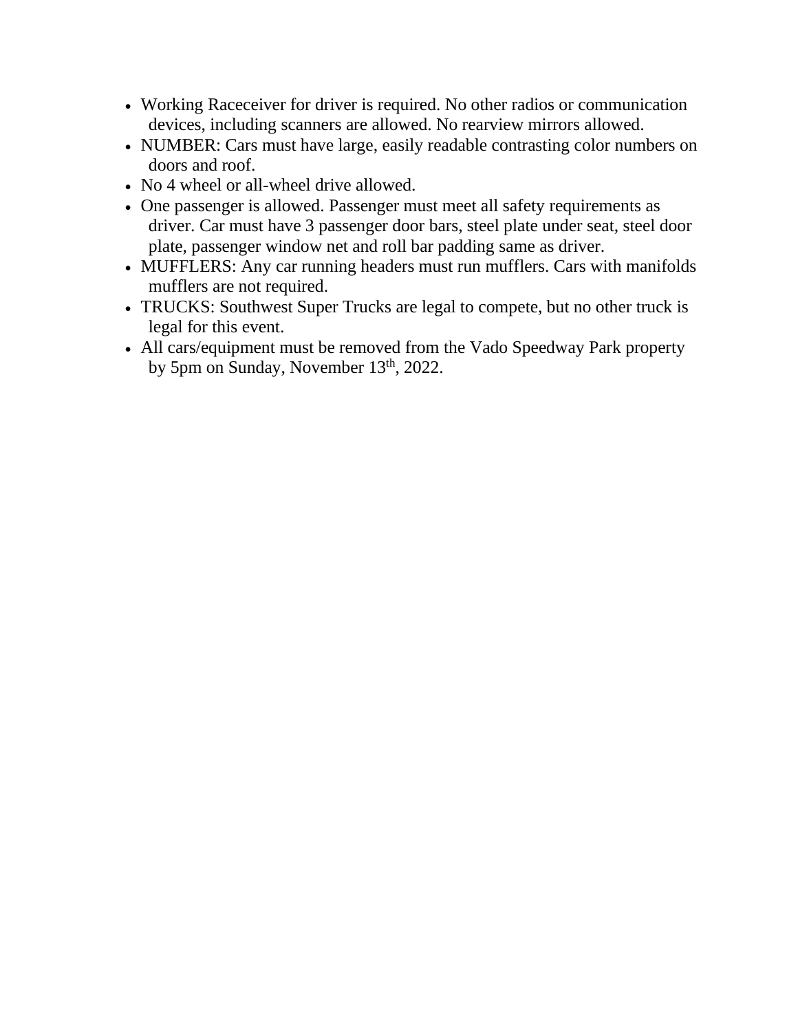- Working Raceceiver for driver is required. No other radios or communication devices, including scanners are allowed. No rearview mirrors allowed.
- NUMBER: Cars must have large, easily readable contrasting color numbers on doors and roof.
- No 4 wheel or all-wheel drive allowed.
- One passenger is allowed. Passenger must meet all safety requirements as driver. Car must have 3 passenger door bars, steel plate under seat, steel door plate, passenger window net and roll bar padding same as driver.
- MUFFLERS: Any car running headers must run mufflers. Cars with manifolds mufflers are not required.
- TRUCKS: Southwest Super Trucks are legal to compete, but no other truck is legal for this event.
- All cars/equipment must be removed from the Vado Speedway Park property by 5pm on Sunday, November 13th, 2022.